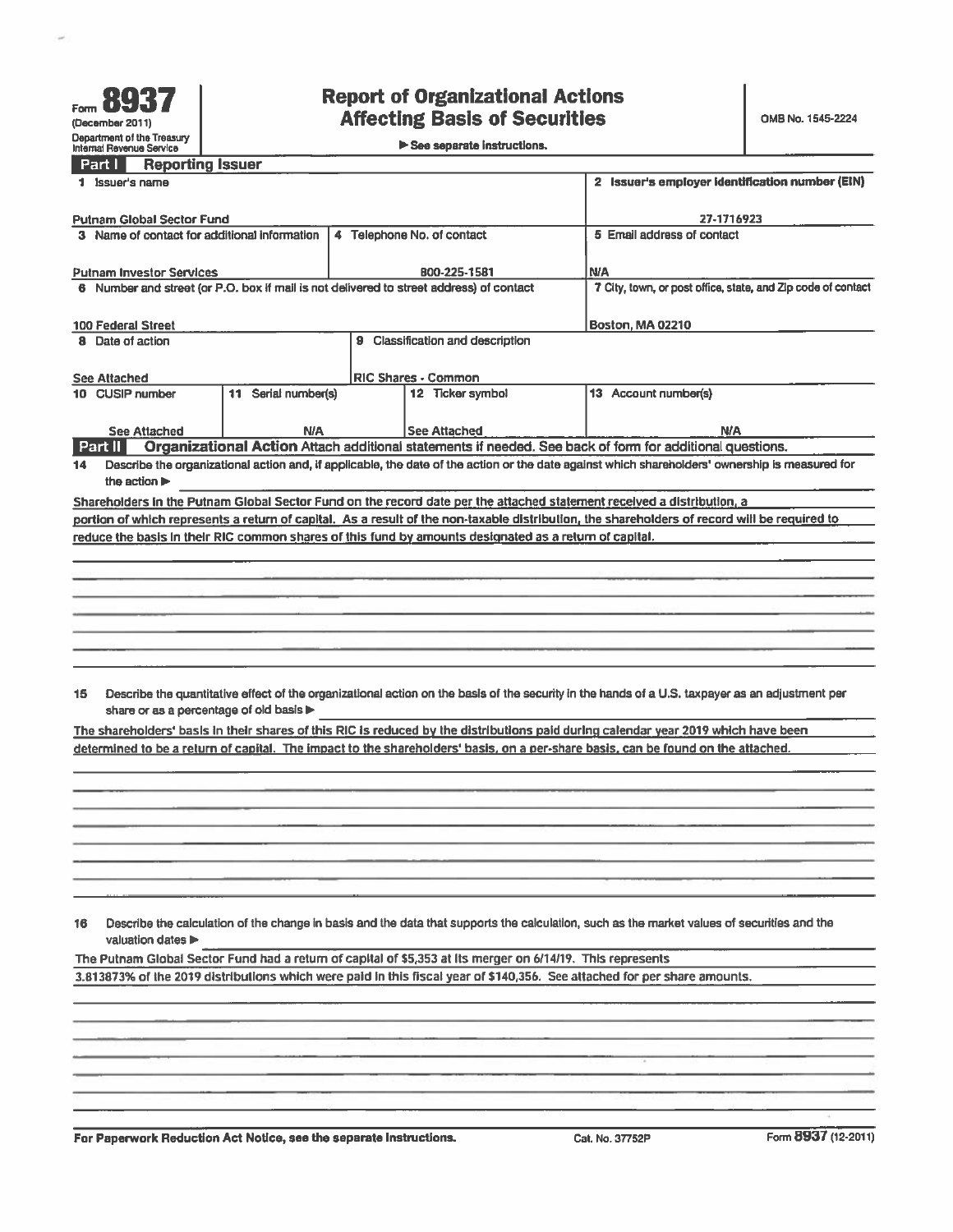Form **8937**
(December 2011)
Department of the Treasury
Internal Revenue Service

# Report of Organizational Actions Affecting Basis of Securities

▶ See separate instructions.

OMB No. 1545-2224

## Part I Reporting Issuer

| | | | |
|---|---|---|---|
| 1 Issuer's name<br>Putnam Global Sector Fund | | | 2 Issuer's employer identification number (EIN)<br>27-1716923 |
| 3 Name of contact for additional information<br>Putnam Investor Services | 4 Telephone No. of contact<br>800-225-1581 | | 5 Email address of contact<br>N/A |
| 6 Number and street (or P.O. box if mail is not delivered to street address) of contact<br>100 Federal Street | | | 7 City, town, or post office, state, and Zip code of contact<br>Boston, MA 02210 |
| 8 Date of action<br>See Attached | 9 Classification and description<br>RIC Shares - Common | | |
| 10 CUSIP number<br>See Attached | 11 Serial number(s)<br>N/A | 12 Ticker symbol<br>See Attached | 13 Account number(s)<br>N/A |

## Part II Organizational Action

Attach additional statements if needed. See back of form for additional questions.

**14** Describe the organizational action and, if applicable, the date of the action or the date against which shareholders' ownership is measured for the action ▶

Shareholders in the Putnam Global Sector Fund on the record date per the attached statement received a distribution, a portion of which represents a return of capital. As a result of the non-taxable distribution, the shareholders of record will be required to reduce the basis in their RIC common shares of this fund by amounts designated as a return of capital.

**15** Describe the quantitative effect of the organizational action on the basis of the security in the hands of a U.S. taxpayer as an adjustment per share or as a percentage of old basis ▶

The shareholders' basis in their shares of this RIC is reduced by the distributions paid during calendar year 2019 which have been determined to be a return of capital. The impact to the shareholders' basis, on a per-share basis, can be found on the attached.

**16** Describe the calculation of the change in basis and the data that supports the calculation, such as the market values of securities and the valuation dates ▶

The Putnam Global Sector Fund had a return of capital of $5,353 at its merger on 6/14/19. This represents 3.813873% of the 2019 distributions which were paid in this fiscal year of $140,356. See attached for per share amounts.

For Paperwork Reduction Act Notice, see the separate Instructions. Cat. No. 37752P Form **8937** (12-2011)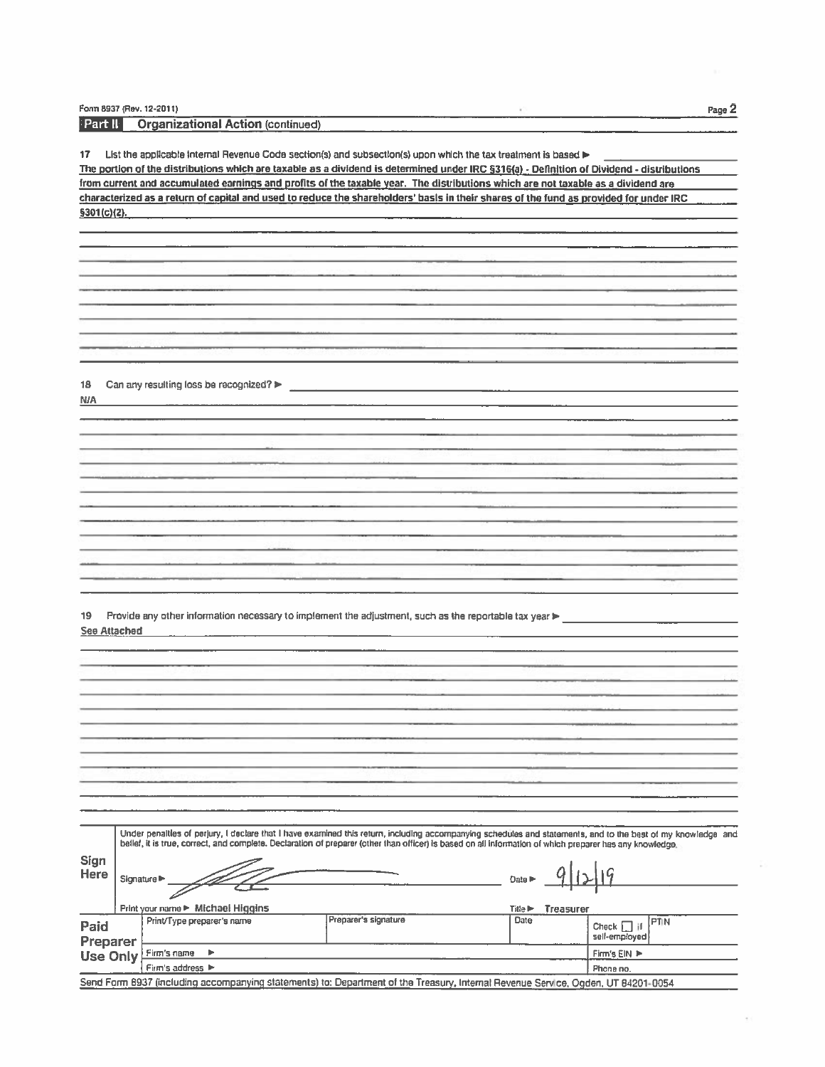Form 8937 (Rev. 12-2011)

**Part II** **Organizational Action** (continued)

17 List the applicable Internal Revenue Code section(s) and subsection(s) upon which the tax treatment is based ▶

The portion of the distributions which are taxable as a dividend is determined under IRC §316(a) - Definition of Dividend - distributions from current and accumulated earnings and profits of the taxable year. The distributions which are not taxable as a dividend are characterized as a return of capital and used to reduce the shareholders' basis in their shares of the fund as provided for under IRC §301(c)(2).

18 Can any resulting loss be recognized? ▶

N/A

19 Provide any other information necessary to implement the adjustment, such as the reportable tax year ▶

See Attached

**Sign Here**

Under penalties of perjury, I declare that I have examined this return, including accompanying schedules and statements, and to the best of my knowledge and belief, it is true, correct, and complete. Declaration of preparer (other than officer) is based on all information of which preparer has any knowledge.

Signature ▶ [signature] Date ▶ 9/12/19

Print your name ▶ Michael Higgins Title ▶ Treasurer

| **Paid Preparer Use Only** | Print/Type preparer's name | Preparer's signature | Date | Check ☐ if self-employed | PTIN |
|---|---|---|---|---|---|
| | Firm's name ▶ | | | Firm's EIN ▶ | |
| | Firm's address ▶ | | | Phone no. | |

Send Form 8937 (including accompanying statements) to: Department of the Treasury, Internal Revenue Service, Ogden, UT 84201-0054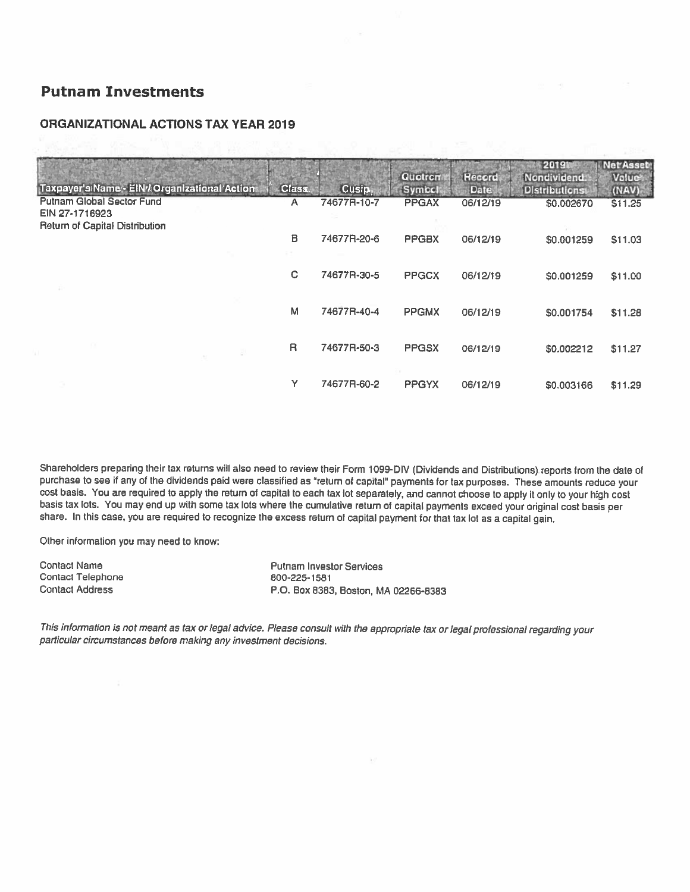## Putnam Investments

### ORGANIZATIONAL ACTIONS TAX YEAR 2019

| Taxpayer's Name - EIN / Organizational Action | Class | Cusip | Quotron Symbol | Record Date | 2019 Nondividend Distributions | Net Asset Value (NAV) |
|---|---|---|---|---|---|---|
| Putnam Global Sector Fund<br>EIN 27-1716923<br>Return of Capital Distribution | A | 74677R-10-7 | PPGAX | 06/12/19 | $0.002670 | $11.25 |
| | B | 74677R-20-6 | PPGBX | 06/12/19 | $0.001259 | $11.03 |
| | C | 74677R-30-5 | PPGCX | 06/12/19 | $0.001259 | $11.00 |
| | M | 74677R-40-4 | PPGMX | 06/12/19 | $0.001754 | $11.28 |
| | R | 74677R-50-3 | PPGSX | 06/12/19 | $0.002212 | $11.27 |
| | Y | 74677R-60-2 | PPGYX | 06/12/19 | $0.003166 | $11.29 |

Shareholders preparing their tax returns will also need to review their Form 1099-DIV (Dividends and Distributions) reports from the date of purchase to see if any of the dividends paid were classified as "return of capital" payments for tax purposes. These amounts reduce your cost basis. You are required to apply the return of capital to each tax lot separately, and cannot choose to apply it only to your high cost basis tax lots. You may end up with some tax lots where the cumulative return of capital payments exceed your original cost basis per share. In this case, you are required to recognize the excess return of capital payment for that tax lot as a capital gain.

Other information you may need to know:

| | |
|---|---|
| Contact Name | Putnam Investor Services |
| Contact Telephone | 800-225-1581 |
| Contact Address | P.O. Box 8383, Boston, MA 02266-8383 |

*This information is not meant as tax or legal advice. Please consult with the appropriate tax or legal professional regarding your particular circumstances before making any investment decisions.*